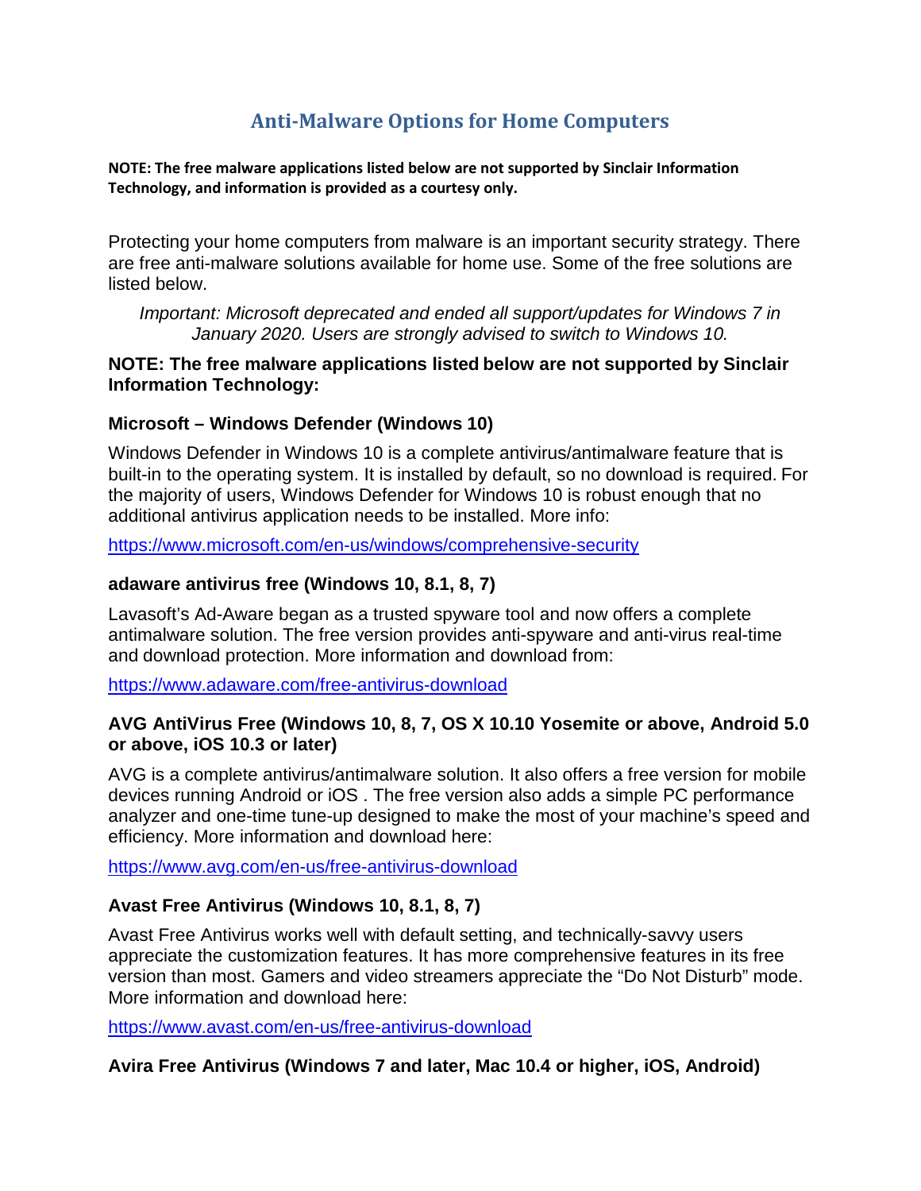# Anti-Malware Options for Home Computers

**NOTE: The free malware applications listed below are not supported by Sinclair Information Technology, and information is provided as a courtesy only.**

Protecting your home computers from malware is an important security strategy. There are free anti-malware solutions available for home use. Some of the free solutions are listed below.

*Important: Microsoft deprecated and ended all support/updates for Windows 7 in January 2020. Users are strongly advised to switch to Windows 10.*

**NOTE: The free malware applications listed below are not supported by Sinclair Information Technology:**

### Microsoft – Windows Defender (Windows 10)

Windows Defender in Windows 10 is a complete antivirus/antimalware feature that is built-in to the operating system. It is installed by default, so no download is required. For the majority of users, Windows Defender for Windows 10 is robust enough that no additional antivirus application needs to be installed. More info:

https://www.microsoft.com/en-us/windows/comprehensive-security

### adaware antivirus free (Windows 10, 8.1, 8, 7)

Lavasoft's Ad-Aware began as a trusted spyware tool and now offers a complete antimalware solution. The free version provides anti-spyware and anti-virus real-time and download protection. More information and download from:

https://www.adaware.com/free-antivirus-download

### AVG AntiVirus Free (Windows 10, 8, 7, OS X 10.10 Yosemite or above, Android 5.0 or above, iOS 10.3 or later)

AVG is a complete antivirus/antimalware solution. It also offers a free version for mobile devices running Android or iOS . The free version also adds a simple PC performance analyzer and one-time tune-up designed to make the most of your machine's speed and efficiency. More information and download here:

https://www.avg.com/en-us/free-antivirus-download

### Avast Free Antivirus (Windows 10, 8.1, 8, 7)

Avast Free Antivirus works well with default setting, and technically-savvy users appreciate the customization features. It has more comprehensive features in its free version than most. Gamers and video streamers appreciate the "Do Not Disturb" mode. More information and download here:

https://www.avast.com/en-us/free-antivirus-download

### Avira Free Antivirus (Windows 7 and later, Mac 10.4 or higher, iOS, Android)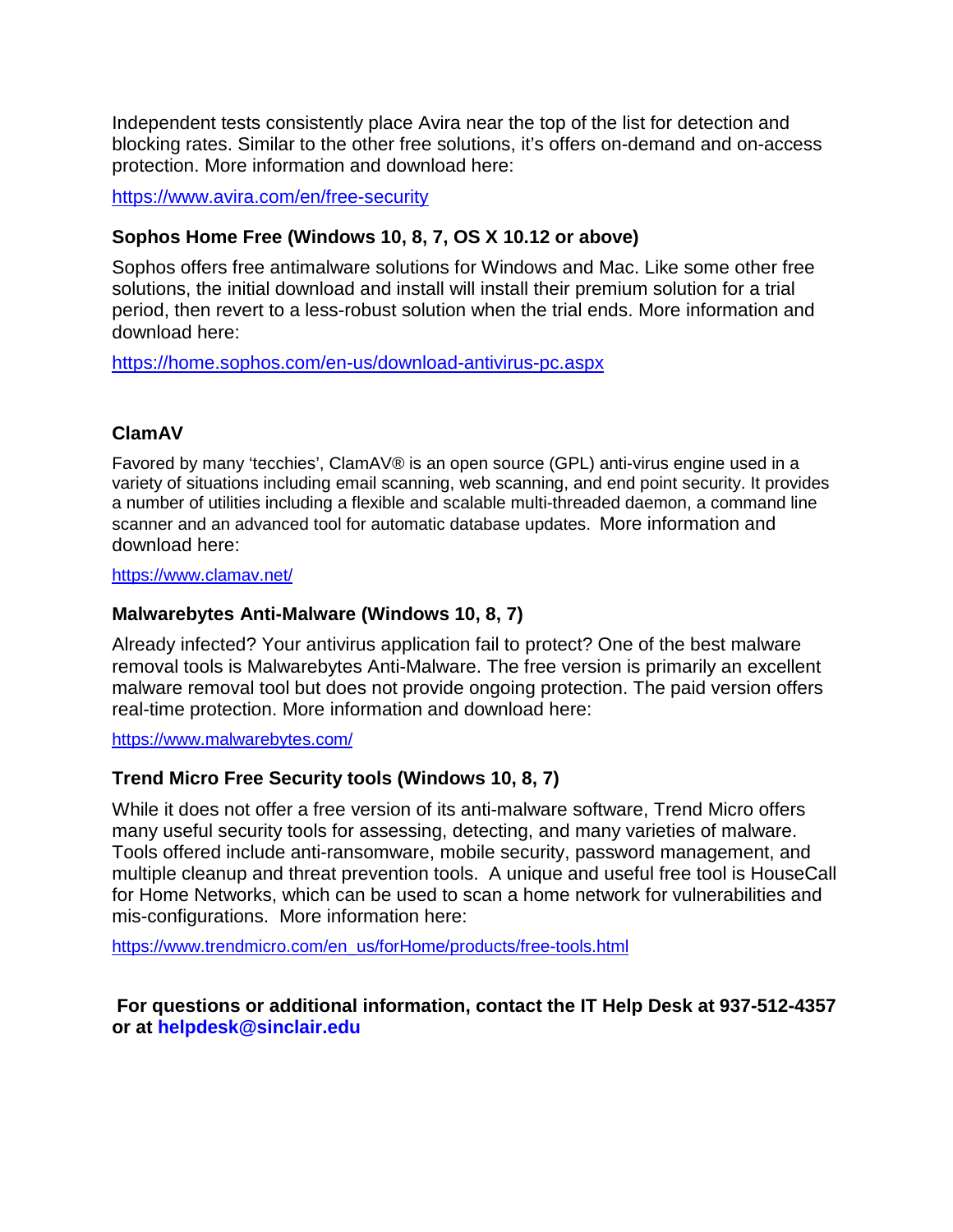Independent tests consistently place Avira near the top of the list for detection and blocking rates. Similar to the other free solutions, it's offers on-demand and on-access protection. More information and download here:

https://www.avira.com/en/free-security

### Sophos Home Free (Windows 10, 8, 7, OS X 10.12 or above)

Sophos offers free antimalware solutions for Windows and Mac. Like some other free solutions, the initial download and install will install their premium solution for a trial period, then revert to a less-robust solution when the trial ends. More information and download here:

https://home.sophos.com/en-us/download-antivirus-pc.aspx

### ClamAV

Favored by many 'tecchies', ClamAV® is an open source (GPL) anti-virus engine used in a variety of situations including email scanning, web scanning, and end point security. It provides a number of utilities including a flexible and scalable multi-threaded daemon, a command line scanner and an advanced tool for automatic database updates. More information and download here:

https://www.clamav.net/

### Malwarebytes Anti-Malware (Windows 10, 8, 7)

Already infected? Your antivirus application fail to protect? One of the best malware removal tools is Malwarebytes Anti-Malware. The free version is primarily an excellent malware removal tool but does not provide ongoing protection. The paid version offers real-time protection. More information and download here:

https://www.malwarebytes.com/

### Trend Micro Free Security tools (Windows 10, 8, 7)

While it does not offer a free version of its anti-malware software, Trend Micro offers many useful security tools for assessing, detecting, and many varieties of malware. Tools offered include anti-ransomware, mobile security, password management, and multiple cleanup and threat prevention tools. A unique and useful free tool is HouseCall for Home Networks, which can be used to scan a home network for vulnerabilities and mis-configurations. More information here:

https://www.trendmicro.com/en_us/forHome/products/free-tools.html

**For questions or additional information, contact the IT Help Desk at 937-512-4357 or at helpdesk@sinclair.edu**